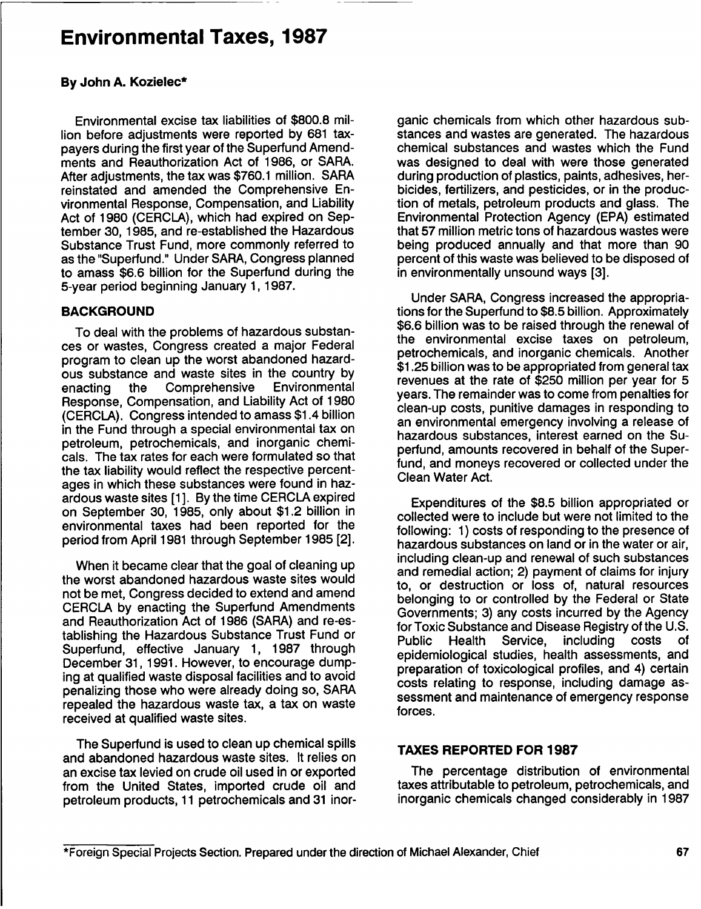# Environmental Taxes, 1987

**By John A. Kozielec***

Environmental excise tax liabilities of $800.8 million before adjustments were reported by 681 taxpayers during the first year of the Superfund Amendments and Reauthorization Act of 1986, or SARA. After adjustments, the tax was $760.1 million. SARA reinstated and amended the Comprehensive Environmental Response, Compensation, and Liability Act of 1980 (CERCLA), which had expired on September 30, 1985, and re-established the Hazardous Substance Trust Fund, more commonly referred to as the "Superfund." Under SARA, Congress planned to amass $6.6 billion for the Superfund during the 5-year period beginning January 1, 1987.

## BACKGROUND

To deal with the problems of hazardous substances or wastes, Congress created a major Federal program to clean up the worst abandoned hazardous substance and waste sites in the country by enacting the Comprehensive Environmental Response, Compensation, and Liability Act of 1980 (CERCLA). Congress intended to amass $1.4 billion in the Fund through a special environmental tax on petroleum, petrochemicals, and inorganic chemicals. The tax rates for each were formulated so that the tax liability would reflect the respective percentages in which these substances were found in hazardous waste sites [1]. By the time CERCLA expired on September 30, 1985, only about $1.2 billion in environmental taxes had been reported for the period from April 1981 through September 1985 [2].

When it became clear that the goal of cleaning up the worst abandoned hazardous waste sites would not be met, Congress decided to extend and amend CERCLA by enacting the Superfund Amendments and Reauthorization Act of 1986 (SARA) and re-establishing the Hazardous Substance Trust Fund or Superfund, effective January 1, 1987 through December 31, 1991. However, to encourage dumping at qualified waste disposal facilities and to avoid penalizing those who were already doing so, SARA repealed the hazardous waste tax, a tax on waste received at qualified waste sites.

The Superfund is used to clean up chemical spills and abandoned hazardous waste sites. It relies on an excise tax levied on crude oil used in or exported from the United States, imported crude oil and petroleum products, 11 petrochemicals and 31 inorganic chemicals from which other hazardous substances and wastes are generated. The hazardous chemical substances and wastes which the Fund was designed to deal with were those generated during production of plastics, paints, adhesives, herbicides, fertilizers, and pesticides, or in the production of metals, petroleum products and glass. The Environmental Protection Agency (EPA) estimated that 57 million metric tons of hazardous wastes were being produced annually and that more than 90 percent of this waste was believed to be disposed of in environmentally unsound ways [3].

Under SARA, Congress increased the appropriations for the Superfund to $8.5 billion. Approximately $6.6 billion was to be raised through the renewal of the environmental excise taxes on petroleum, petrochemicals, and inorganic chemicals. Another $1.25 billion was to be appropriated from general tax revenues at the rate of $250 million per year for 5 years. The remainder was to come from penalties for clean-up costs, punitive damages in responding to an environmental emergency involving a release of hazardous substances, interest earned on the Superfund, amounts recovered in behalf of the Superfund, and moneys recovered or collected under the Clean Water Act.

Expenditures of the $8.5 billion appropriated or collected were to include but were not limited to the following: 1) costs of responding to the presence of hazardous substances on land or in the water or air, including clean-up and renewal of such substances and remedial action; 2) payment of claims for injury to, or destruction or loss of, natural resources belonging to or controlled by the Federal or State Governments; 3) any costs incurred by the Agency for Toxic Substance and Disease Registry of the U.S. Public Health Service, including costs of epidemiological studies, health assessments, and preparation of toxicological profiles, and 4) certain costs relating to response, including damage assessment and maintenance of emergency response forces.

## TAXES REPORTED FOR 1987

The percentage distribution of environmental taxes attributable to petroleum, petrochemicals, and inorganic chemicals changed considerably in 1987

*Foreign Special Projects Section. Prepared under the direction of Michael Alexander, Chief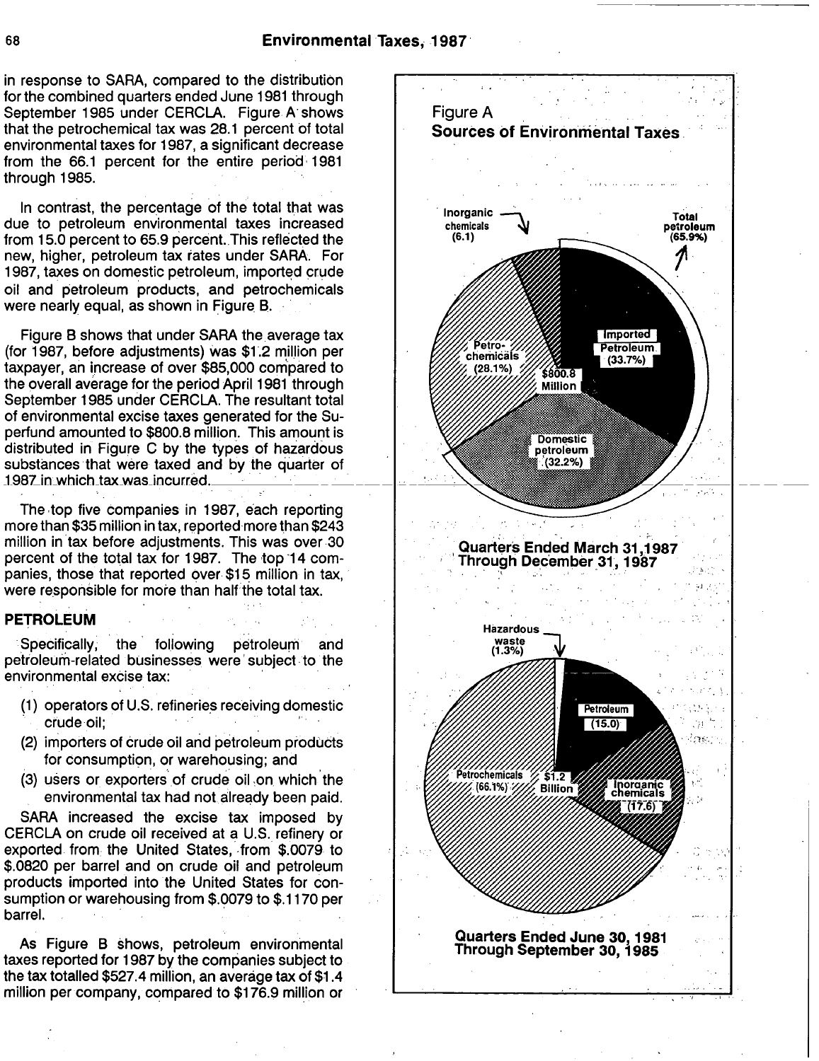in response to SARA, compared to the distribution for the combined quarters ended June 1981 through September 1985 under CERCLA. Figure A shows that the petrochemical tax was 28.1 percent of total environmental taxes for 1987, a significant decrease from the 66.1 percent for the entire period 1981 through 1985.

In contrast, the percentage of the total that was due to petroleum environmental taxes increased from 15.0 percent to 65.9 percent. This reflected the new, higher, petroleum tax rates under SARA. For 1987, taxes on domestic petroleum, imported crude oil and petroleum products, and petrochemicals were nearly equal, as shown in Figure B.

Figure B shows that under SARA the average tax (for 1987, before adjustments) was $1.2 million per taxpayer, an increase of over $85,000 compared to the overall average for the period April 1981 through September 1985 under CERCLA. The resultant total of environmental excise taxes generated for the Superfund amounted to $800.8 million. This amount is distributed in Figure C by the types of hazardous substances that were taxed and by the quarter of 1987 in which tax was incurred.

The top five companies in 1987, each reporting more than $35 million in tax, reported more than $243 million in tax before adjustments. This was over 30 percent of the total tax for 1987. The top 14 companies, those that reported over $15 million in tax, were responsible for more than half the total tax.

## PETROLEUM

Specifically, the following petroleum and petroleum-related businesses were subject to the environmental excise tax:

(1) operators of U.S. refineries receiving domestic crude oil;
(2) importers of crude oil and petroleum products for consumption, or warehousing; and
(3) users or exporters of crude oil on which the environmental tax had not already been paid.

SARA increased the excise tax imposed by CERCLA on crude oil received at a U.S. refinery or exported from the United States, from $.0079 to $.0820 per barrel and on crude oil and petroleum products imported into the United States for consumption or warehousing from $.0079 to $.1170 per barrel.

As Figure B shows, petroleum environmental taxes reported for 1987 by the companies subject to the tax totalled $527.4 million, an average tax of $1.4 million per company, compared to $176.9 million or

**Figure A**
**Sources of Environmental Taxes**

Quarters Ended March 31, 1987 Through December 31, 1987 ($800.8 Million): Imported Petroleum (33.7%); Domestic petroleum (32.2%); Total petroleum (65.9%); Petrochemicals (28.1%); Inorganic chemicals (6.1)

Quarters Ended June 30, 1981 Through September 30, 1985 ($1.2 Billion): Petrochemicals (66.1%); Inorganic chemicals (17.6); Petroleum (15.0); Hazardous waste (1.3%)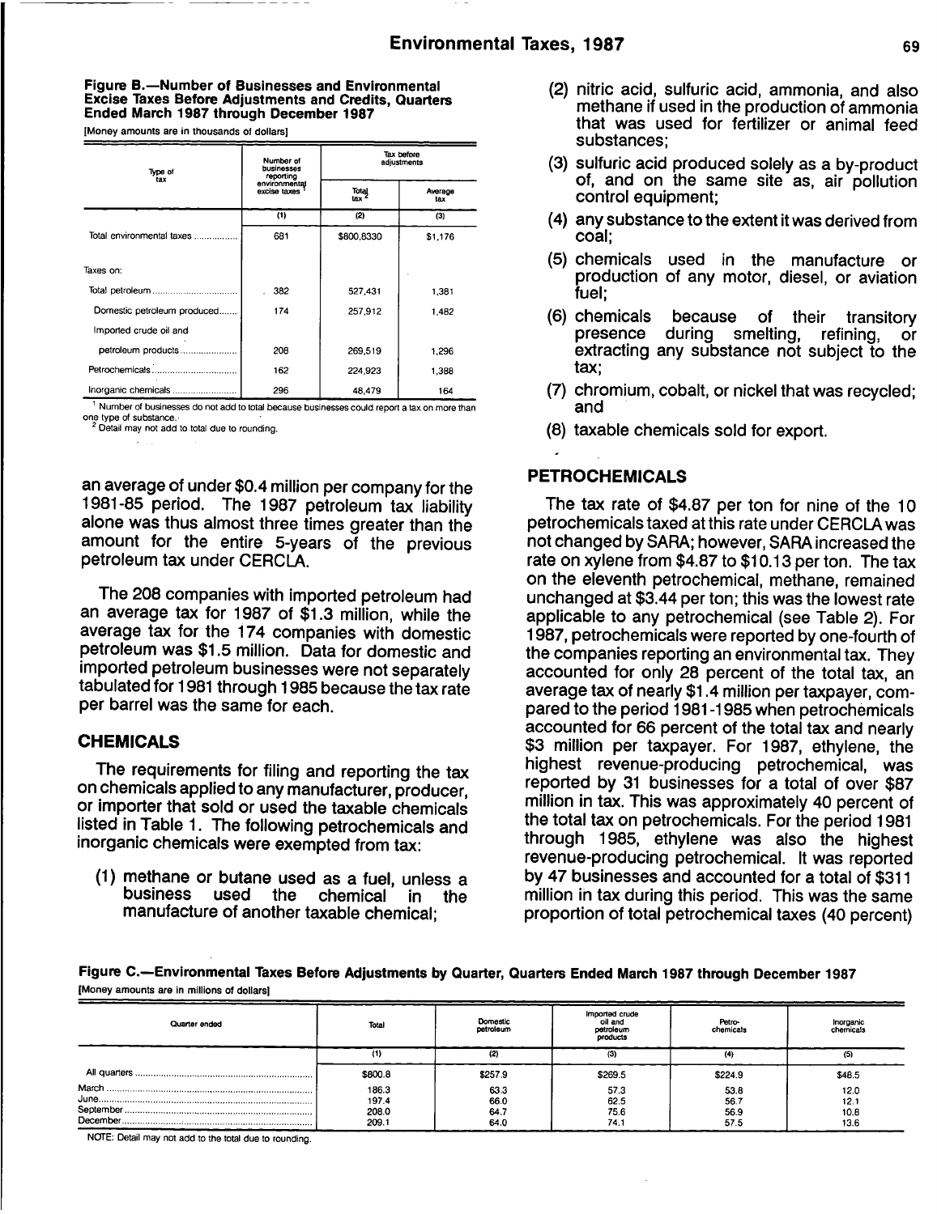**Figure B.—Number of Businesses and Environmental Excise Taxes Before Adjustments and Credits, Quarters Ended March 1987 through December 1987**

[Money amounts are in thousands of dollars]

| Type of tax | Number of businesses reporting environmental excise taxes [1] | Tax before adjustments | |
|---|---|---|---|
| | | Total tax [2] | Average tax |
| | (1) | (2) | (3) |
| Total environmental taxes | 681 | $800,8330 | $1,176 |
| Taxes on: | | | |
| Total petroleum | 382 | 527,431 | 1,381 |
| Domestic petroleum produced | 174 | 257,912 | 1,482 |
| Imported crude oil and petroleum products | 208 | 269,519 | 1,296 |
| Petrochemicals | 162 | 224,923 | 1,388 |
| Inorganic chemicals | 296 | 48,479 | 164 |

[1] Number of businesses do not add to total because businesses could report a tax on more than one type of substance.

[2] Detail may not add to total due to rounding.

an average of under $0.4 million per company for the 1981-85 period. The 1987 petroleum tax liability alone was thus almost three times greater than the amount for the entire 5-years of the previous petroleum tax under CERCLA.

The 208 companies with imported petroleum had an average tax for 1987 of $1.3 million, while the average tax for the 174 companies with domestic petroleum was $1.5 million. Data for domestic and imported petroleum businesses were not separately tabulated for 1981 through 1985 because the tax rate per barrel was the same for each.

## CHEMICALS

The requirements for filing and reporting the tax on chemicals applied to any manufacturer, producer, or importer that sold or used the taxable chemicals listed in Table 1. The following petrochemicals and inorganic chemicals were exempted from tax:

(1) methane or butane used as a fuel, unless a business used the chemical in the manufacture of another taxable chemical;

(2) nitric acid, sulfuric acid, ammonia, and also methane if used in the production of ammonia that was used for fertilizer or animal feed substances;

(3) sulfuric acid produced solely as a by-product of, and on the same site as, air pollution control equipment;

(4) any substance to the extent it was derived from coal;

(5) chemicals used in the manufacture or production of any motor, diesel, or aviation fuel;

(6) chemicals because of their transitory presence during smelting, refining, or extracting any substance not subject to the tax;

(7) chromium, cobalt, or nickel that was recycled; and

(8) taxable chemicals sold for export.

## PETROCHEMICALS

The tax rate of $4.87 per ton for nine of the 10 petrochemicals taxed at this rate under CERCLA was not changed by SARA; however, SARA increased the rate on xylene from $4.87 to $10.13 per ton. The tax on the eleventh petrochemical, methane, remained unchanged at $3.44 per ton; this was the lowest rate applicable to any petrochemical (see Table 2). For 1987, petrochemicals were reported by one-fourth of the companies reporting an environmental tax. They accounted for only 28 percent of the total tax, an average tax of nearly $1.4 million per taxpayer, compared to the period 1981-1985 when petrochemicals accounted for 66 percent of the total tax and nearly $3 million per taxpayer. For 1987, ethylene, the highest revenue-producing petrochemical, was reported by 31 businesses for a total of over $87 million in tax. This was approximately 40 percent of the total tax on petrochemicals. For the period 1981 through 1985, ethylene was also the highest revenue-producing petrochemical. It was reported by 47 businesses and accounted for a total of $311 million in tax during this period. This was the same proportion of total petrochemical taxes (40 percent)

**Figure C.—Environmental Taxes Before Adjustments by Quarter, Quarters Ended March 1987 through December 1987**

[Money amounts are in millions of dollars]

| Quarter ended | Total | Domestic petroleum | Imported crude oil and petroleum products | Petro-chemicals | Inorganic chemicals |
|---|---|---|---|---|---|
| | (1) | (2) | (3) | (4) | (5) |
| All quarters | $800.8 | $257.9 | $269.5 | $224.9 | $48.5 |
| March | 186.3 | 63.3 | 57.3 | 53.8 | 12.0 |
| June | 197.4 | 66.0 | 62.5 | 56.7 | 12.1 |
| September | 208.0 | 64.7 | 75.6 | 56.9 | 10.8 |
| December | 209.1 | 64.0 | 74.1 | 57.5 | 13.6 |

NOTE: Detail may not add to the total due to rounding.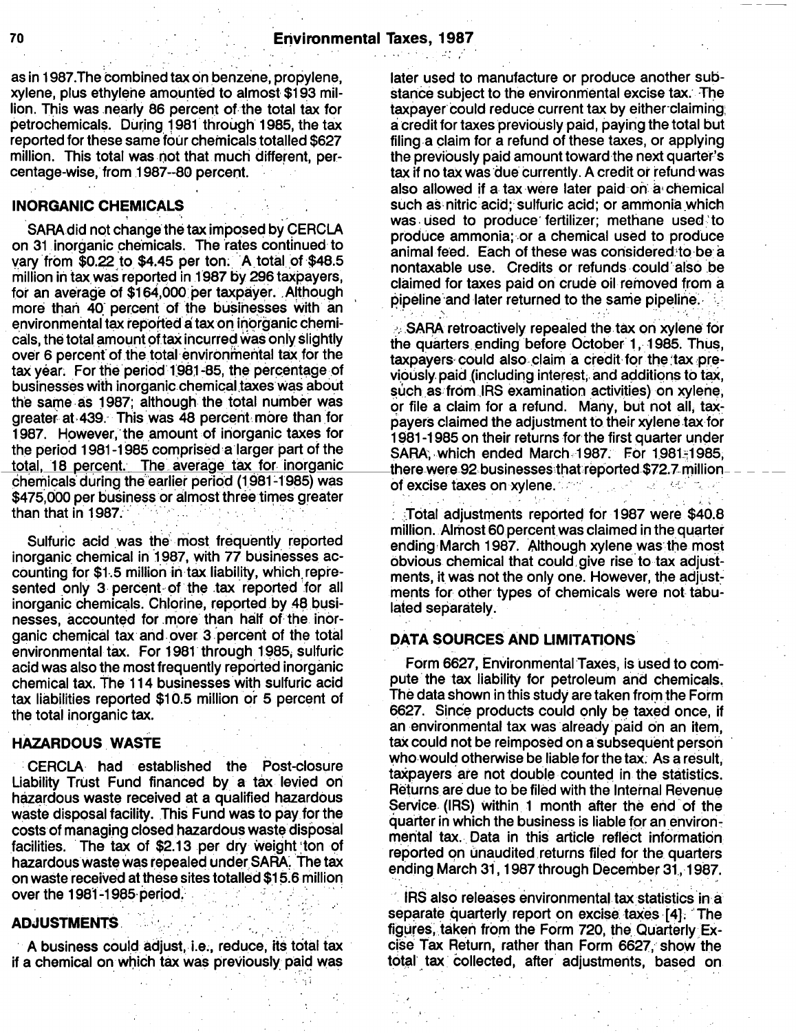as in 1987.The combined tax on benzene, propylene, xylene, plus ethylene amounted to almost $193 million. This was nearly 86 percent of the total tax for petrochemicals. During 1981 through 1985, the tax reported for these same four chemicals totalled $627 million. This total was not that much different, percentage-wise, from 1987--80 percent.

## INORGANIC CHEMICALS

SARA did not change the tax imposed by CERCLA on 31 inorganic chemicals. The rates continued to vary from $0.22 to $4.45 per ton. A total of $48.5 million in tax was reported in 1987 by 296 taxpayers, for an average of $164,000 per taxpayer. Although more than 40 percent of the businesses with an environmental tax reported a tax on inorganic chemicals, the total amount of tax incurred was only slightly over 6 percent of the total environmental tax for the tax year. For the period 1981-85, the percentage of businesses with inorganic chemical taxes was about the same as 1987; although the total number was greater at 439. This was 48 percent more than for 1987. However, the amount of inorganic taxes for the period 1981-1985 comprised a larger part of the total, 18 percent. The average tax for inorganic chemicals during the earlier period (1981-1985) was $475,000 per business or almost three times greater than that in 1987.

Sulfuric acid was the most frequently reported inorganic chemical in 1987, with 77 businesses accounting for $1.5 million in tax liability, which represented only 3 percent of the tax reported for all inorganic chemicals. Chlorine, reported by 48 businesses, accounted for more than half of the inorganic chemical tax and over 3 percent of the total environmental tax. For 1981 through 1985, sulfuric acid was also the most frequently reported inorganic chemical tax. The 114 businesses with sulfuric acid tax liabilities reported $10.5 million or 5 percent of the total inorganic tax.

## HAZARDOUS WASTE

CERCLA had established the Post-closure Liability Trust Fund financed by a tax levied on hazardous waste received at a qualified hazardous waste disposal facility. This Fund was to pay for the costs of managing closed hazardous waste disposal facilities. The tax of $2.13 per dry weight ton of hazardous waste was repealed under SARA. The tax on waste received at these sites totalled $15.6 million over the 1981-1985 period.

## ADJUSTMENTS

A business could adjust, i.e., reduce, its total tax if a chemical on which tax was previously paid was later used to manufacture or produce another substance subject to the environmental excise tax. The taxpayer could reduce current tax by either claiming a credit for taxes previously paid, paying the total but filing a claim for a refund of these taxes, or applying the previously paid amount toward the next quarter's tax if no tax was due currently. A credit or refund was also allowed if a tax were later paid on a chemical such as nitric acid; sulfuric acid; or ammonia which was used to produce fertilizer; methane used to produce ammonia; or a chemical used to produce animal feed. Each of these was considered to be a nontaxable use. Credits or refunds could also be claimed for taxes paid on crude oil removed from a pipeline and later returned to the same pipeline.

SARA retroactively repealed the tax on xylene for the quarters ending before October 1, 1985. Thus, taxpayers could also claim a credit for the tax previously paid (including interest, and additions to tax, such as from IRS examination activities) on xylene, or file a claim for a refund. Many, but not all, taxpayers claimed the adjustment to their xylene tax for 1981-1985 on their returns for the first quarter under SARA, which ended March 1987. For 1981-1985, there were 92 businesses that reported $72.7 million of excise taxes on xylene.

Total adjustments reported for 1987 were $40.8 million. Almost 60 percent was claimed in the quarter ending March 1987. Although xylene was the most obvious chemical that could give rise to tax adjustments, it was not the only one. However, the adjustments for other types of chemicals were not tabulated separately.

## DATA SOURCES AND LIMITATIONS

Form 6627, Environmental Taxes, is used to compute the tax liability for petroleum and chemicals. The data shown in this study are taken from the Form 6627. Since products could only be taxed once, if an environmental tax was already paid on an item, tax could not be reimposed on a subsequent person who would otherwise be liable for the tax. As a result, taxpayers are not double counted in the statistics. Returns are due to be filed with the Internal Revenue Service (IRS) within 1 month after the end of the quarter in which the business is liable for an environmental tax. Data in this article reflect information reported on unaudited returns filed for the quarters ending March 31, 1987 through December 31, 1987.

IRS also releases environmental tax statistics in a separate quarterly report on excise taxes [4]. The figures, taken from the Form 720, the Quarterly Excise Tax Return, rather than Form 6627, show the total tax collected, after adjustments, based on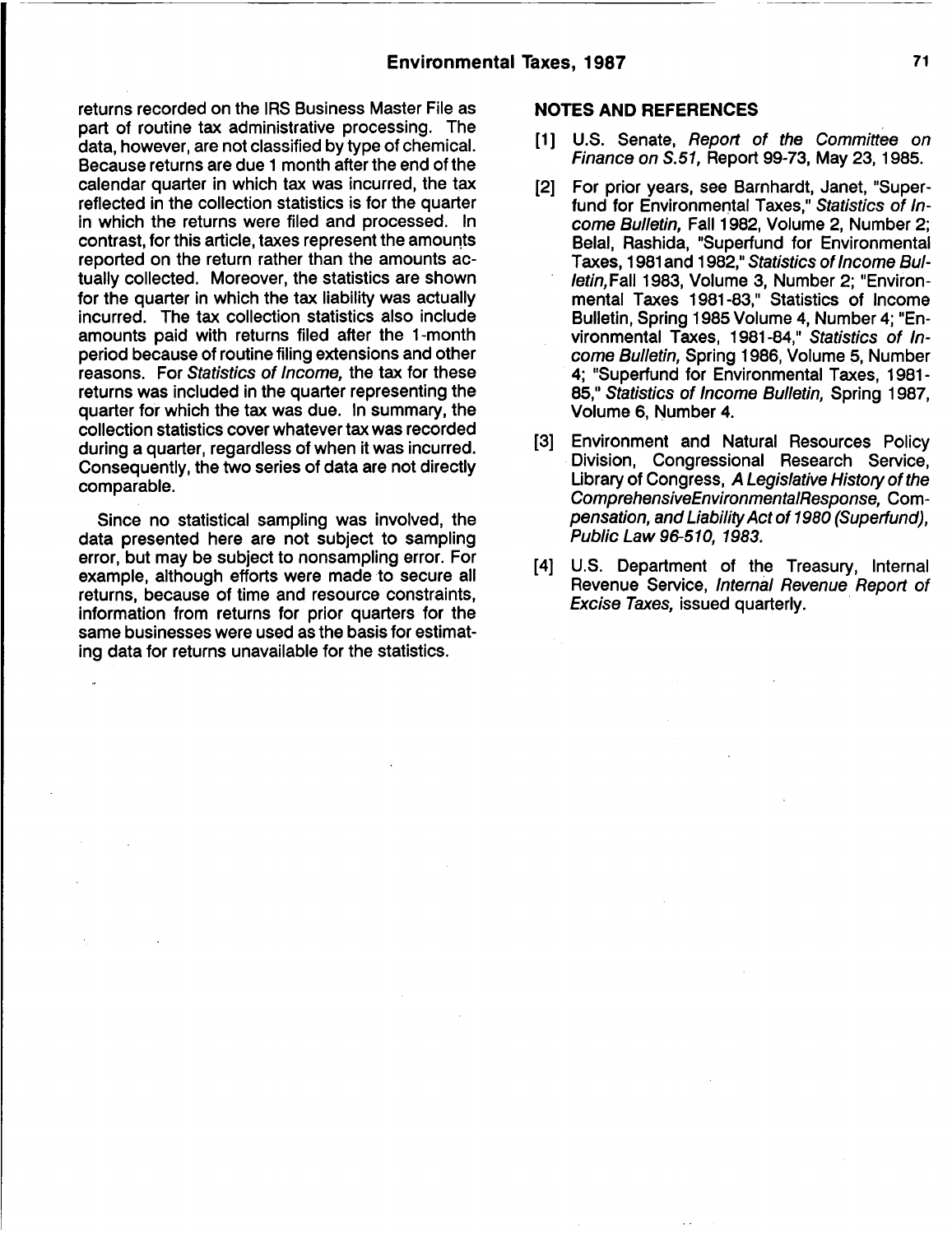returns recorded on the IRS Business Master File as part of routine tax administrative processing. The data, however, are not classified by type of chemical. Because returns are due 1 month after the end of the calendar quarter in which tax was incurred, the tax reflected in the collection statistics is for the quarter in which the returns were filed and processed. In contrast, for this article, taxes represent the amounts reported on the return rather than the amounts actually collected. Moreover, the statistics are shown for the quarter in which the tax liability was actually incurred. The tax collection statistics also include amounts paid with returns filed after the 1-month period because of routine filing extensions and other reasons. For *Statistics of Income,* the tax for these returns was included in the quarter representing the quarter for which the tax was due. In summary, the collection statistics cover whatever tax was recorded during a quarter, regardless of when it was incurred. Consequently, the two series of data are not directly comparable.

Since no statistical sampling was involved, the data presented here are not subject to sampling error, but may be subject to nonsampling error. For example, although efforts were made to secure all returns, because of time and resource constraints, information from returns for prior quarters for the same businesses were used as the basis for estimating data for returns unavailable for the statistics.

## NOTES AND REFERENCES

[1] U.S. Senate, *Report of the Committee on Finance on S.51,* Report 99-73, May 23, 1985.

[2] For prior years, see Barnhardt, Janet, "Superfund for Environmental Taxes," *Statistics of Income Bulletin,* Fall 1982, Volume 2, Number 2; Belal, Rashida, "Superfund for Environmental Taxes, 1981 and 1982," *Statistics of Income Bulletin,* Fall 1983, Volume 3, Number 2; "Environmental Taxes 1981-83," Statistics of Income Bulletin, Spring 1985 Volume 4, Number 4; "Environmental Taxes, 1981-84," *Statistics of Income Bulletin,* Spring 1986, Volume 5, Number 4; "Superfund for Environmental Taxes, 1981-85," *Statistics of Income Bulletin,* Spring 1987, Volume 6, Number 4.

[3] Environment and Natural Resources Policy Division, Congressional Research Service, Library of Congress, *A Legislative History of the ComprehensiveEnvironmentalResponse, Compensation, and Liability Act of 1980 (Superfund), Public Law 96-510, 1983.*

[4] U.S. Department of the Treasury, Internal Revenue Service, *Internal Revenue Report of Excise Taxes,* issued quarterly.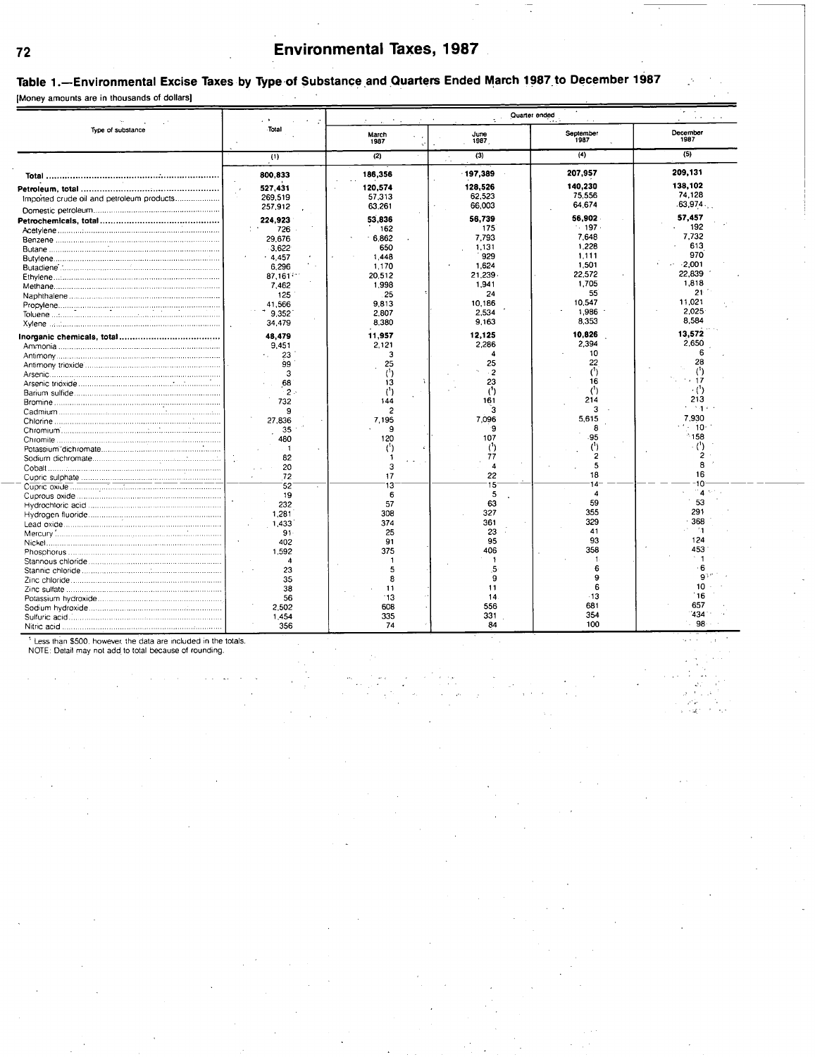## Environmental Taxes, 1987

### Table 1.—Environmental Excise Taxes by Type of Substance and Quarters Ended March 1987 to December 1987

[Money amounts are in thousands of dollars]

| Type of substance | Total | Quarter ended | | | |
|---|---|---|---|---|---|
| | | March 1987 | June 1987 | September 1987 | December 1987 |
| | (1) | (2) | (3) | (4) | (5) |
| **Total** | **800,833** | **186,356** | **197,389** | **207,957** | **209,131** |
| **Petroleum, total** | **527,431** | **120,574** | **128,526** | **140,230** | **138,102** |
| Imported crude oil and petroleum products | 269,519 | 57,313 | 62,523 | 75,556 | 74,128 |
| Domestic petroleum | 257,912 | 63,261 | 66,003 | 64,674 | 63,974 |
| **Petrochemicals, total** | **224,923** | **53,836** | **56,739** | **56,902** | **57,457** |
| Acetylene | 726 | 162 | 175 | 197 | 192 |
| Benzene | 29,676 | 6,862 | 7,793 | 7,648 | 7,732 |
| Butane | 3,622 | 650 | 1,131 | 1,228 | 613 |
| Butylene | 4,457 | 1,448 | 929 | 1,111 | 970 |
| Butadiene | 6,296 | 1,170 | 1,624 | 1,501 | 2,001 |
| Ethylene | 87,161 | 20,512 | 21,239 | 22,572 | 22,839 |
| Methane | 7,462 | 1,998 | 1,941 | 1,705 | 1,818 |
| Naphthalene | 125 | 25 | 24 | 55 | 21 |
| Propylene | 41,566 | 9,813 | 10,186 | 10,547 | 11,021 |
| Toluene | 9,352 | 2,807 | 2,534 | 1,986 | 2,025 |
| Xylene | 34,479 | 8,380 | 9,163 | 8,353 | 8,584 |
| **Inorganic chemicals, total** | **48,479** | **11,957** | **12,125** | **10,826** | **13,572** |
| Ammonia | 9,451 | 2,121 | 2,286 | 2,394 | 2,650 |
| Antimony | 23 | 3 | 4 | 10 | 6 |
| Antimony trioxide | 99 | 25 | 25 | 22 | 28 |
| Arsenic | 3 | (1) | 2 | (1) | (1) |
| Arsenic trioxide | 68 | 13 | 23 | 16 | 17 |
| Barium sulfide | 2 | (1) | (1) | (1) | (1) |
| Bromine | 732 | 144 | 161 | 214 | 213 |
| Cadmium | 9 | 2 | 3 | 3 | 1 |
| Chlorine | 27,836 | 7,195 | 7,096 | 5,615 | 7,930 |
| Chromium | 35 | 9 | 9 | 8 | 10 |
| Chromite | 480 | 120 | 107 | 95 | 158 |
| Potassium dichromate | 1 | (1) | (1) | (1) | (1) |
| Sodium dichromate | 82 | 1 | 77 | 2 | 2 |
| Cobalt | 20 | 3 | 4 | 5 | 8 |
| Cupric sulphate | 72 | 17 | 22 | 18 | 16 |
| Cupric oxide | 52 | 13 | 15 | 14 | 10 |
| Cuprous oxide | 19 | 6 | 5 | 4 | 4 |
| Hydrochloric acid | 232 | 57 | 63 | 59 | 53 |
| Hydrogen fluoride | 1,281 | 308 | 327 | 355 | 291 |
| Lead oxide | 1,433 | 374 | 361 | 329 | 368 |
| Mercury | 91 | 25 | 23 | 41 | 1 |
| Nickel | 402 | 91 | 95 | 93 | 124 |
| Phosphorus | 1,592 | 375 | 406 | 358 | 453 |
| Stannous chloride | 4 | 1 | 1 | 1 | 1 |
| Stannic chloride | 23 | 5 | 5 | 6 | 6 |
| Zinc chloride | 35 | 8 | 9 | 9 | 9 |
| Zinc sulfate | 38 | 11 | 11 | 6 | 10 |
| Potassium hydroxide | 56 | 13 | 14 | 13 | 16 |
| Sodium hydroxide | 2,502 | 608 | 556 | 681 | 657 |
| Sulfuric acid | 1,454 | 335 | 331 | 354 | 434 |
| Nitric acid | 356 | 74 | 84 | 100 | 98 |

[1] Less than $500, however, the data are included in the totals.

NOTE: Detail may not add to total because of rounding.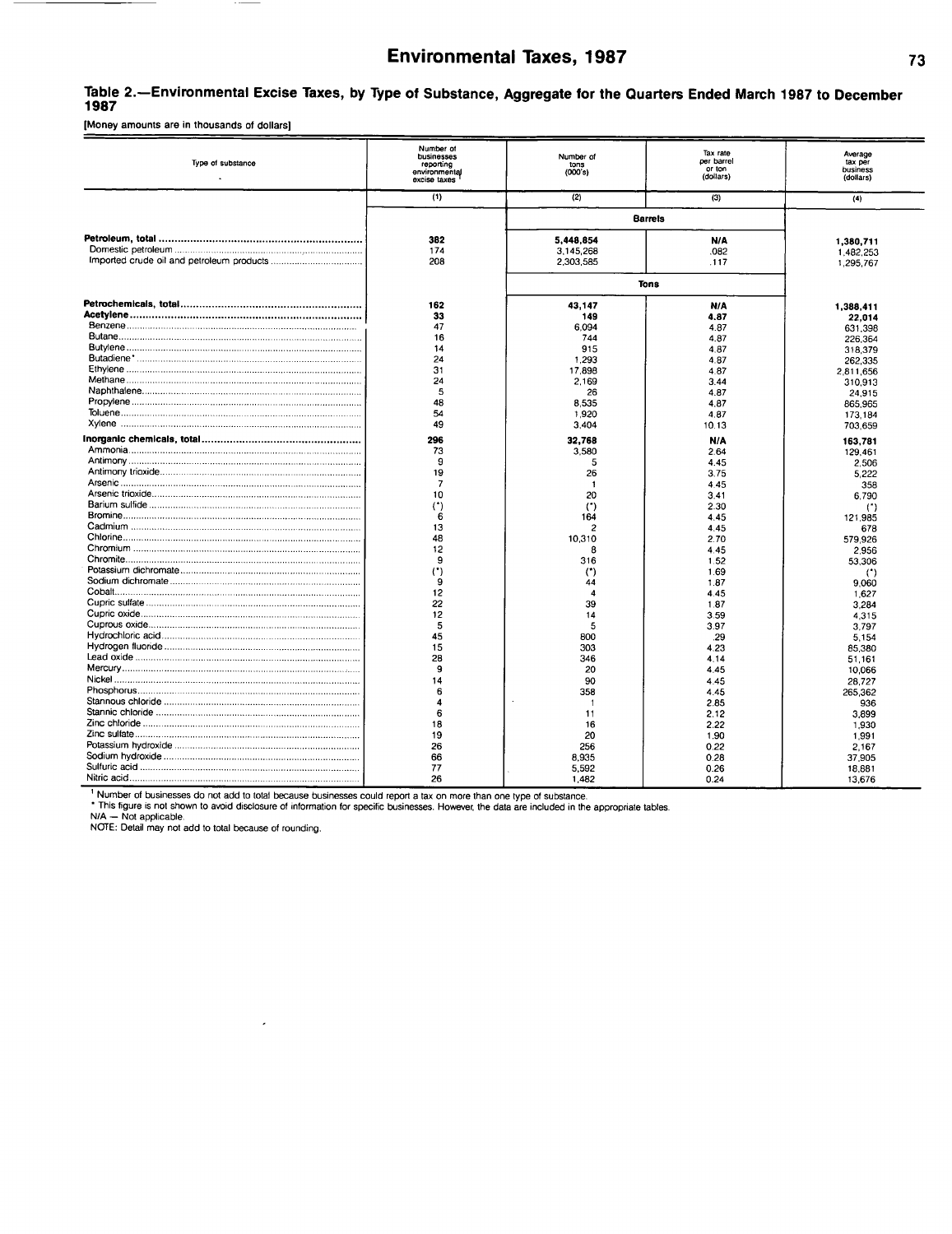## Environmental Taxes, 1987

### Table 2.—Environmental Excise Taxes, by Type of Substance, Aggregate for the Quarters Ended March 1987 to December 1987

[Money amounts are in thousands of dollars]

| Type of substance | Number of businesses reporting environmental excise taxes [1] | Number of tons (000's) | Tax rate per barrel or ton (dollars) | Average tax per business (dollars) |
|---|---|---|---|---|
| | (1) | (2) | (3) | (4) |
| | | Barrels | | |
| **Petroleum, total** | **382** | **5,448,854** | **N/A** | **1,380,711** |
| Domestic petroleum | 174 | 3,145,268 | .082 | 1,482,253 |
| Imported crude oil and petroleum products | 208 | 2,303,585 | .117 | 1,295,767 |
| | | Tons | | |
| **Petrochemicals, total** | **162** | **43,147** | **N/A** | **1,388,411** |
| **Acetylene** | **33** | **149** | **4.87** | **22,014** |
| Benzene | 47 | 6,094 | 4.87 | 631,398 |
| Butane | 16 | 744 | 4.87 | 226,364 |
| Butylene | 14 | 915 | 4.87 | 318,379 |
| Butadiene* | 24 | 1,293 | 4.87 | 262,335 |
| Ethylene | 31 | 17,898 | 4.87 | 2,811,656 |
| Methane | 24 | 2,169 | 3.44 | 310,913 |
| Naphthalene | 5 | 26 | 4.87 | 24,915 |
| Propylene | 48 | 8,535 | 4.87 | 865,965 |
| Toluene | 54 | 1,920 | 4.87 | 173,184 |
| Xylene | 49 | 3,404 | 10.13 | 703,659 |
| **Inorganic chemicals, total** | **296** | **32,768** | **N/A** | **163,781** |
| Ammonia | 73 | 3,580 | 2.64 | 129,461 |
| Antimony | 9 | 5 | 4.45 | 2,506 |
| Antimony trioxide | 19 | 26 | 3.75 | 5,222 |
| Arsenic | 7 | 1 | 4.45 | 358 |
| Arsenic trioxide | 10 | 20 | 3.41 | 6,790 |
| Barium sulfide | (*) | (*) | 2.30 | (*) |
| Bromine | 6 | 164 | 4.45 | 121,985 |
| Cadmium | 13 | 2 | 4.45 | 678 |
| Chlorine | 48 | 10,310 | 2.70 | 579,926 |
| Chromium | 12 | 8 | 4.45 | 2,956 |
| Chromite | 9 | 316 | 1.52 | 53,306 |
| Potassium dichromate | (*) | (*) | 1.69 | (*) |
| Sodium dichromate | 9 | 44 | 1.87 | 9,060 |
| Cobalt | 12 | 4 | 4.45 | 1,627 |
| Cupric sulfate | 22 | 39 | 1.87 | 3,284 |
| Cupric oxide | 12 | 14 | 3.59 | 4,315 |
| Cuprous oxide | 5 | 5 | 3.97 | 3,797 |
| Hydrochloric acid | 45 | 800 | .29 | 5,154 |
| Hydrogen fluoride | 15 | 303 | 4.23 | 85,380 |
| Lead oxide | 28 | 346 | 4.14 | 51,161 |
| Mercury | 9 | 20 | 4.45 | 10,066 |
| Nickel | 14 | 90 | 4.45 | 28,727 |
| Phosphorus | 6 | 358 | 4.45 | 265,362 |
| Stannous chloride | 4 | 1 | 2.85 | 936 |
| Stannic chloride | 6 | 11 | 2.12 | 3,899 |
| Zinc chloride | 18 | 16 | 2.22 | 1,930 |
| Zinc sulfate | 19 | 20 | 1.90 | 1,991 |
| Potassium hydroxide | 26 | 256 | 0.22 | 2,167 |
| Sodium hydroxide | 66 | 8,935 | 0.28 | 37,905 |
| Sulfuric acid | 77 | 5,592 | 0.26 | 18,881 |
| Nitric acid | 26 | 1,482 | 0.24 | 13,676 |

[1] Number of businesses do not add to total because businesses could report a tax on more than one type of substance.

* This figure is not shown to avoid disclosure of information for specific businesses. However, the data are included in the appropriate tables.

N/A — Not applicable.

NOTE: Detail may not add to total because of rounding.